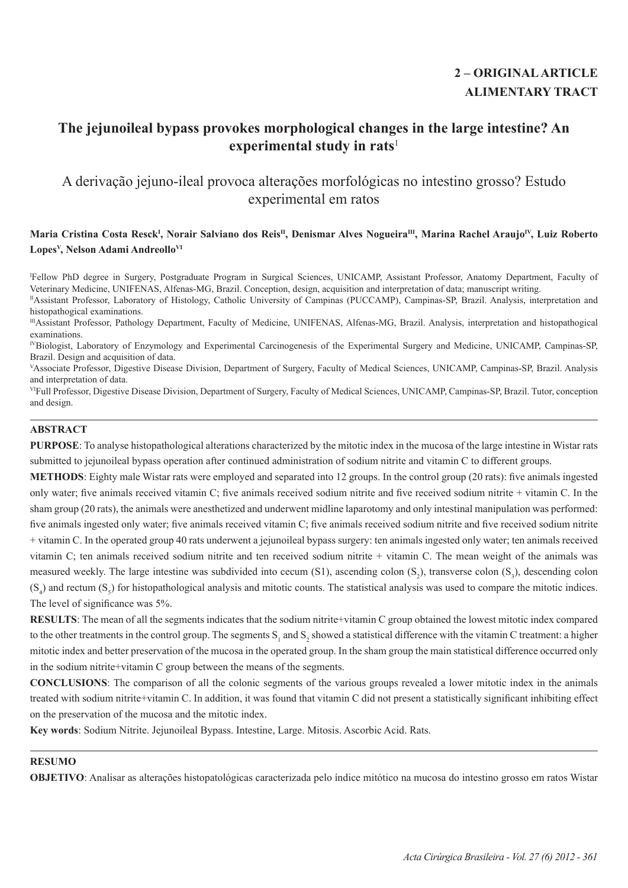**2 – ORIGINAL ARTICLE**
**ALIMENTARY TRACT**

# The jejunoileal bypass provokes morphological changes in the large intestine? An experimental study in rats[1]

## A derivação jejuno-ileal provoca alterações morfológicas no intestino grosso? Estudo experimental em ratos

**Maria Cristina Costa Resck[I], Norair Salviano dos Reis[II], Denismar Alves Nogueira[III], Marina Rachel Araujo[IV], Luiz Roberto Lopes[V], Nelson Adami Andreollo[VI]**

[I]Fellow PhD degree in Surgery, Postgraduate Program in Surgical Sciences, UNICAMP, Assistant Professor, Anatomy Department, Faculty of Veterinary Medicine, UNIFENAS, Alfenas-MG, Brazil. Conception, design, acquisition and interpretation of data; manuscript writing.

[II]Assistant Professor, Laboratory of Histology, Catholic University of Campinas (PUCCAMP), Campinas-SP, Brazil. Analysis, interpretation and histopathological examinations.

[III]Assistant Professor, Pathology Department, Faculty of Medicine, UNIFENAS, Alfenas-MG, Brazil. Analysis, interpretation and histopathological examinations.

[IV]Biologist, Laboratory of Enzymology and Experimental Carcinogenesis of the Experimental Surgery and Medicine, UNICAMP, Campinas-SP, Brazil. Design and acquisition of data.

[V]Associate Professor, Digestive Disease Division, Department of Surgery, Faculty of Medical Sciences, UNICAMP, Campinas-SP, Brazil. Analysis and interpretation of data.

[VI]Full Professor, Digestive Disease Division, Department of Surgery, Faculty of Medical Sciences, UNICAMP, Campinas-SP, Brazil. Tutor, conception and design.

## ABSTRACT

**PURPOSE**: To analyse histopathological alterations characterized by the mitotic index in the mucosa of the large intestine in Wistar rats submitted to jejunoileal bypass operation after continued administration of sodium nitrite and vitamin C to different groups.

**METHODS**: Eighty male Wistar rats were employed and separated into 12 groups. In the control group (20 rats): five animals ingested only water; five animals received vitamin C; five animals received sodium nitrite and five received sodium nitrite + vitamin C. In the sham group (20 rats), the animals were anesthetized and underwent midline laparotomy and only intestinal manipulation was performed: five animals ingested only water; five animals received vitamin C; five animals received sodium nitrite and five received sodium nitrite + vitamin C. In the operated group 40 rats underwent a jejunoileal bypass surgery: ten animals ingested only water; ten animals received vitamin C; ten animals received sodium nitrite and ten received sodium nitrite + vitamin C. The mean weight of the animals was measured weekly. The large intestine was subdivided into cecum (S1), ascending colon ($S_2$), transverse colon ($S_3$), descending colon ($S_4$) and rectum ($S_5$) for histopathological analysis and mitotic counts. The statistical analysis was used to compare the mitotic indices. The level of significance was 5%.

**RESULTS**: The mean of all the segments indicates that the sodium nitrite+vitamin C group obtained the lowest mitotic index compared to the other treatments in the control group. The segments $S_1$ and $S_2$ showed a statistical difference with the vitamin C treatment: a higher mitotic index and better preservation of the mucosa in the operated group. In the sham group the main statistical difference occurred only in the sodium nitrite+vitamin C group between the means of the segments.

**CONCLUSIONS**: The comparison of all the colonic segments of the various groups revealed a lower mitotic index in the animals treated with sodium nitrite+vitamin C. In addition, it was found that vitamin C did not present a statistically significant inhibiting effect on the preservation of the mucosa and the mitotic index.

**Key words**: Sodium Nitrite. Jejunoileal Bypass. Intestine, Large. Mitosis. Ascorbic Acid. Rats.

## RESUMO

**OBJETIVO**: Analisar as alterações histopatológicas caracterizada pelo índice mitótico na mucosa do intestino grosso em ratos Wistar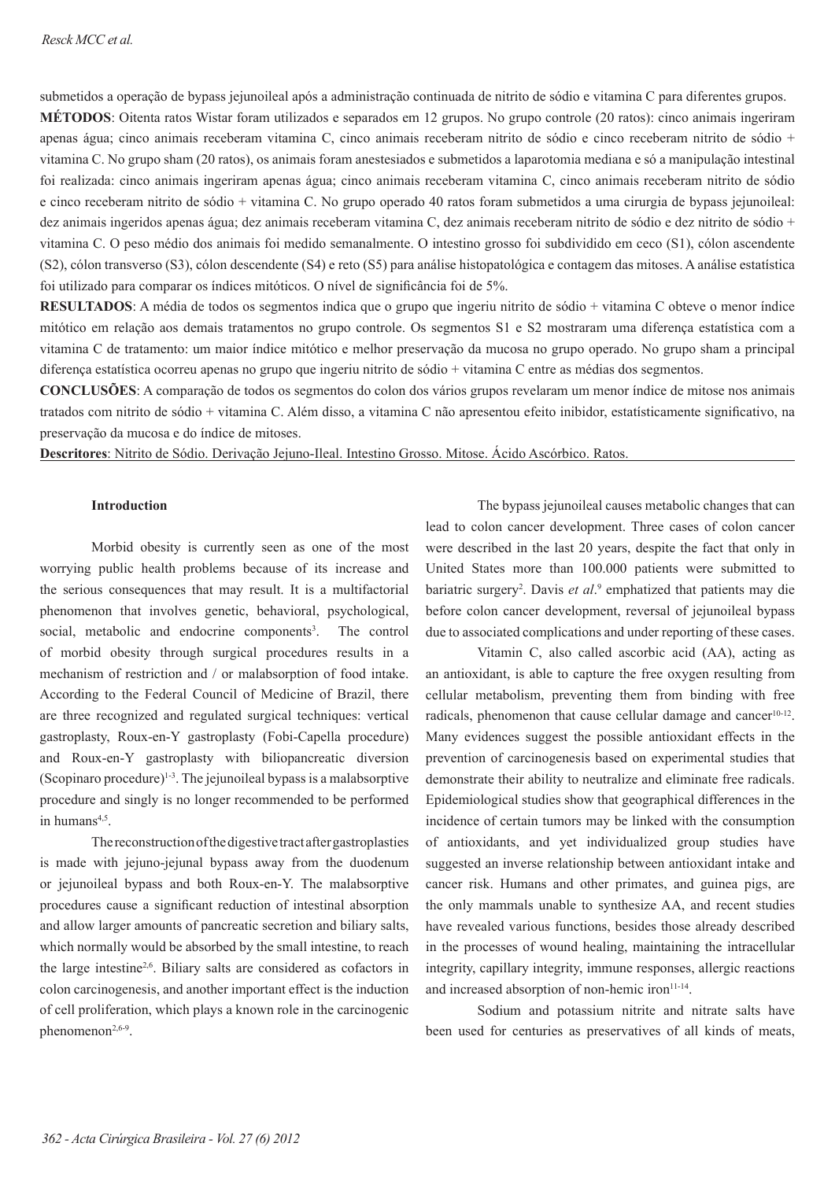submetidos a operação de bypass jejunoileal após a administração continuada de nitrito de sódio e vitamina C para diferentes grupos.
**MÉTODOS**: Oitenta ratos Wistar foram utilizados e separados em 12 grupos. No grupo controle (20 ratos): cinco animais ingeriram apenas água; cinco animais receberam vitamina C, cinco animais receberam nitrito de sódio e cinco receberam nitrito de sódio + vitamina C. No grupo sham (20 ratos), os animais foram anestesiados e submetidos a laparotomia mediana e só a manipulação intestinal foi realizada: cinco animais ingeriram apenas água; cinco animais receberam vitamina C, cinco animais receberam nitrito de sódio e cinco receberam nitrito de sódio + vitamina C. No grupo operado 40 ratos foram submetidos a uma cirurgia de bypass jejunoileal: dez animais ingeridos apenas água; dez animais receberam vitamina C, dez animais receberam nitrito de sódio e dez nitrito de sódio + vitamina C. O peso médio dos animais foi medido semanalmente. O intestino grosso foi subdividido em ceco (S1), cólon ascendente (S2), cólon transverso (S3), cólon descendente (S4) e reto (S5) para análise histopatológica e contagem das mitoses. A análise estatística foi utilizado para comparar os índices mitóticos. O nível de significância foi de 5%.
**RESULTADOS**: A média de todos os segmentos indica que o grupo que ingeriu nitrito de sódio + vitamina C obteve o menor índice mitótico em relação aos demais tratamentos no grupo controle. Os segmentos S1 e S2 mostraram uma diferença estatística com a vitamina C de tratamento: um maior índice mitótico e melhor preservação da mucosa no grupo operado. No grupo sham a principal diferença estatística ocorreu apenas no grupo que ingeriu nitrito de sódio + vitamina C entre as médias dos segmentos.
**CONCLUSÕES**: A comparação de todos os segmentos do colon dos vários grupos revelaram um menor índice de mitose nos animais tratados com nitrito de sódio + vitamina C. Além disso, a vitamina C não apresentou efeito inibidor, estatísticamente significativo, na preservação da mucosa e do índice de mitoses.
**Descritores**: Nitrito de Sódio. Derivação Jejuno-Ileal. Intestino Grosso. Mitose. Ácido Ascórbico. Ratos.

## Introduction

Morbid obesity is currently seen as one of the most worrying public health problems because of its increase and the serious consequences that may result. It is a multifactorial phenomenon that involves genetic, behavioral, psychological, social, metabolic and endocrine components[3]. The control of morbid obesity through surgical procedures results in a mechanism of restriction and / or malabsorption of food intake. According to the Federal Council of Medicine of Brazil, there are three recognized and regulated surgical techniques: vertical gastroplasty, Roux-en-Y gastroplasty (Fobi-Capella procedure) and Roux-en-Y gastroplasty with biliopancreatic diversion (Scopinaro procedure)[1-3]. The jejunoileal bypass is a malabsorptive procedure and singly is no longer recommended to be performed in humans[4,5].

The reconstruction of the digestive tract after gastroplasties is made with jejuno-jejunal bypass away from the duodenum or jejunoileal bypass and both Roux-en-Y. The malabsorptive procedures cause a significant reduction of intestinal absorption and allow larger amounts of pancreatic secretion and biliary salts, which normally would be absorbed by the small intestine, to reach the large intestine[2,6]. Biliary salts are considered as cofactors in colon carcinogenesis, and another important effect is the induction of cell proliferation, which plays a known role in the carcinogenic phenomenon[2,6-9].

The bypass jejunoileal causes metabolic changes that can lead to colon cancer development. Three cases of colon cancer were described in the last 20 years, despite the fact that only in United States more than 100.000 patients were submitted to bariatric surgery[2]. Davis *et al*.[9] emphatized that patients may die before colon cancer development, reversal of jejunoileal bypass due to associated complications and under reporting of these cases.

Vitamin C, also called ascorbic acid (AA), acting as an antioxidant, is able to capture the free oxygen resulting from cellular metabolism, preventing them from binding with free radicals, phenomenon that cause cellular damage and cancer[10-12]. Many evidences suggest the possible antioxidant effects in the prevention of carcinogenesis based on experimental studies that demonstrate their ability to neutralize and eliminate free radicals. Epidemiological studies show that geographical differences in the incidence of certain tumors may be linked with the consumption of antioxidants, and yet individualized group studies have suggested an inverse relationship between antioxidant intake and cancer risk. Humans and other primates, and guinea pigs, are the only mammals unable to synthesize AA, and recent studies have revealed various functions, besides those already described in the processes of wound healing, maintaining the intracellular integrity, capillary integrity, immune responses, allergic reactions and increased absorption of non-hemic iron[11-14].

Sodium and potassium nitrite and nitrate salts have been used for centuries as preservatives of all kinds of meats,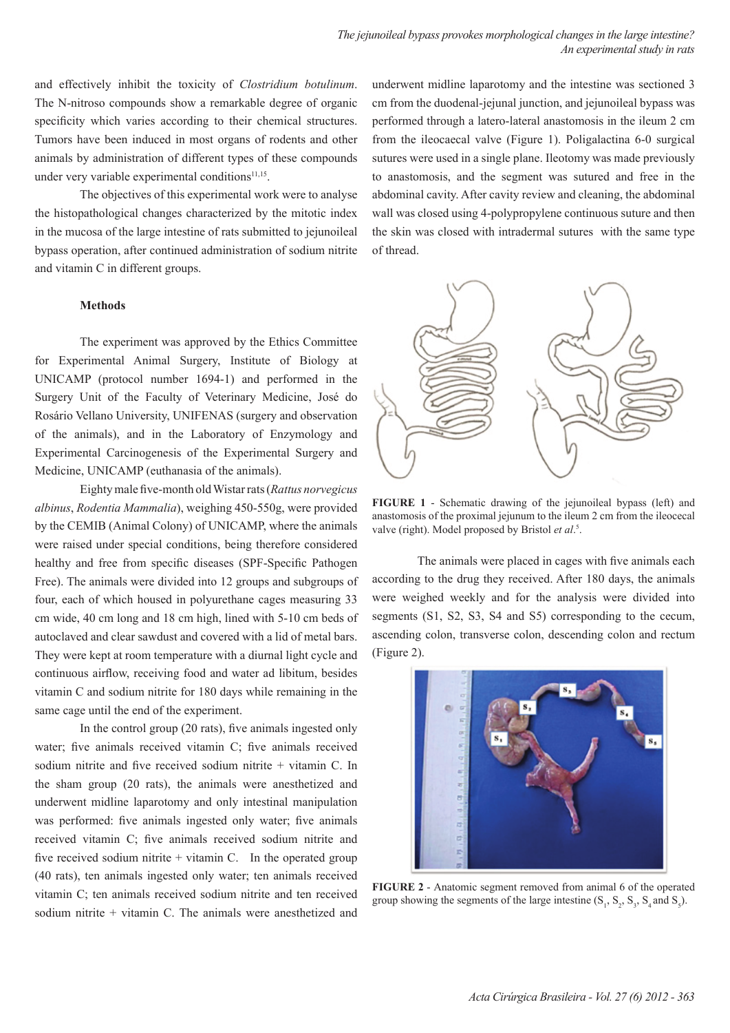and effectively inhibit the toxicity of *Clostridium botulinum*. The N-nitroso compounds show a remarkable degree of organic specificity which varies according to their chemical structures. Tumors have been induced in most organs of rodents and other animals by administration of different types of these compounds under very variable experimental conditions[11,15].

The objectives of this experimental work were to analyse the histopathological changes characterized by the mitotic index in the mucosa of the large intestine of rats submitted to jejunoileal bypass operation, after continued administration of sodium nitrite and vitamin C in different groups.

## Methods

The experiment was approved by the Ethics Committee for Experimental Animal Surgery, Institute of Biology at UNICAMP (protocol number 1694-1) and performed in the Surgery Unit of the Faculty of Veterinary Medicine, José do Rosário Vellano University, UNIFENAS (surgery and observation of the animals), and in the Laboratory of Enzymology and Experimental Carcinogenesis of the Experimental Surgery and Medicine, UNICAMP (euthanasia of the animals).

Eighty male five-month old Wistar rats (*Rattus norvegicus albinus*, *Rodentia Mammalia*), weighing 450-550g, were provided by the CEMIB (Animal Colony) of UNICAMP, where the animals were raised under special conditions, being therefore considered healthy and free from specific diseases (SPF-Specific Pathogen Free). The animals were divided into 12 groups and subgroups of four, each of which housed in polyurethane cages measuring 33 cm wide, 40 cm long and 18 cm high, lined with 5-10 cm beds of autoclaved and clear sawdust and covered with a lid of metal bars. They were kept at room temperature with a diurnal light cycle and continuous airflow, receiving food and water ad libitum, besides vitamin C and sodium nitrite for 180 days while remaining in the same cage until the end of the experiment.

In the control group (20 rats), five animals ingested only water; five animals received vitamin C; five animals received sodium nitrite and five received sodium nitrite + vitamin C. In the sham group (20 rats), the animals were anesthetized and underwent midline laparotomy and only intestinal manipulation was performed: five animals ingested only water; five animals received vitamin C; five animals received sodium nitrite and five received sodium nitrite + vitamin C. In the operated group (40 rats), ten animals ingested only water; ten animals received vitamin C; ten animals received sodium nitrite and ten received sodium nitrite + vitamin C. The animals were anesthetized and underwent midline laparotomy and the intestine was sectioned 3 cm from the duodenal-jejunal junction, and jejunoileal bypass was performed through a latero-lateral anastomosis in the ileum 2 cm from the ileocaecal valve (Figure 1). Poligalactina 6-0 surgical sutures were used in a single plane. Ileotomy was made previously to anastomosis, and the segment was sutured and free in the abdominal cavity. After cavity review and cleaning, the abdominal wall was closed using 4-polypropylene continuous suture and then the skin was closed with intradermal sutures with the same type of thread.

**FIGURE 1** - Schematic drawing of the jejunoileal bypass (left) and anastomosis of the proximal jejunum to the ileum 2 cm from the ileocecal valve (right). Model proposed by Bristol *et al*.[5].

The animals were placed in cages with five animals each according to the drug they received. After 180 days, the animals were weighed weekly and for the analysis were divided into segments (S1, S2, S3, S4 and S5) corresponding to the cecum, ascending colon, transverse colon, descending colon and rectum (Figure 2).

**FIGURE 2** - Anatomic segment removed from animal 6 of the operated group showing the segments of the large intestine ($S_1$, $S_2$, $S_3$, $S_4$ and $S_5$).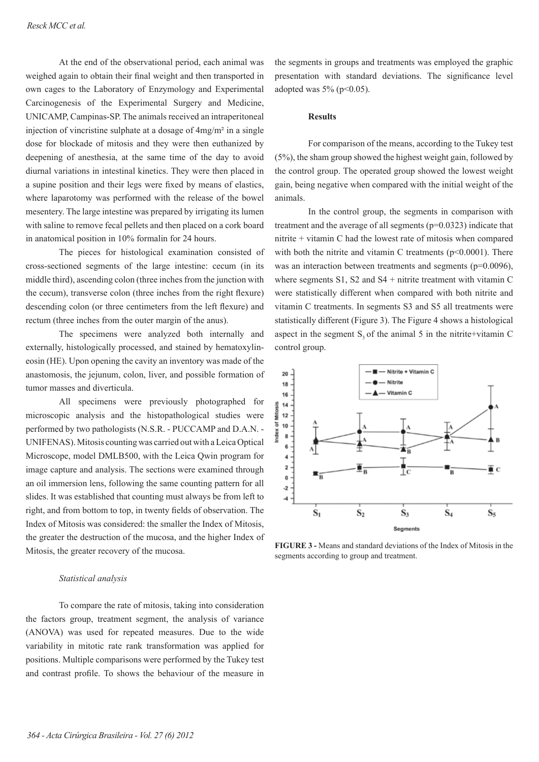At the end of the observational period, each animal was weighed again to obtain their final weight and then transported in own cages to the Laboratory of Enzymology and Experimental Carcinogenesis of the Experimental Surgery and Medicine, UNICAMP, Campinas-SP. The animals received an intraperitoneal injection of vincristine sulphate at a dosage of 4mg/m² in a single dose for blockade of mitosis and they were then euthanized by deepening of anesthesia, at the same time of the day to avoid diurnal variations in intestinal kinetics. They were then placed in a supine position and their legs were fixed by means of elastics, where laparotomy was performed with the release of the bowel mesentery. The large intestine was prepared by irrigating its lumen with saline to remove fecal pellets and then placed on a cork board in anatomical position in 10% formalin for 24 hours.

The pieces for histological examination consisted of cross-sectioned segments of the large intestine: cecum (in its middle third), ascending colon (three inches from the junction with the cecum), transverse colon (three inches from the right flexure) descending colon (or three centimeters from the left flexure) and rectum (three inches from the outer margin of the anus).

The specimens were analyzed both internally and externally, histologically processed, and stained by hematoxylin-eosin (HE). Upon opening the cavity an inventory was made of the anastomosis, the jejunum, colon, liver, and possible formation of tumor masses and diverticula.

All specimens were previously photographed for microscopic analysis and the histopathological studies were performed by two pathologists (N.S.R. - PUCCAMP and D.A.N. - UNIFENAS). Mitosis counting was carried out with a Leica Optical Microscope, model DMLB500, with the Leica Qwin program for image capture and analysis. The sections were examined through an oil immersion lens, following the same counting pattern for all slides. It was established that counting must always be from left to right, and from bottom to top, in twenty fields of observation. The Index of Mitosis was considered: the smaller the Index of Mitosis, the greater the destruction of the mucosa, and the higher Index of Mitosis, the greater recovery of the mucosa.

*Statistical analysis*

To compare the rate of mitosis, taking into consideration the factors group, treatment segment, the analysis of variance (ANOVA) was used for repeated measures. Due to the wide variability in mitotic rate rank transformation was applied for positions. Multiple comparisons were performed by the Tukey test and contrast profile. To shows the behaviour of the measure in the segments in groups and treatments was employed the graphic presentation with standard deviations. The significance level adopted was 5% ($p<0.05$).

### Results

For comparison of the means, according to the Tukey test (5%), the sham group showed the highest weight gain, followed by the control group. The operated group showed the lowest weight gain, being negative when compared with the initial weight of the animals.

In the control group, the segments in comparison with treatment and the average of all segments ($p=0.0323$) indicate that nitrite + vitamin C had the lowest rate of mitosis when compared with both the nitrite and vitamin C treatments ($p<0.0001$). There was an interaction between treatments and segments ($p=0.0096$), where segments S1, S2 and S4 + nitrite treatment with vitamin C were statistically different when compared with both nitrite and vitamin C treatments. In segments S3 and S5 all treatments were statistically different (Figure 3). The Figure 4 shows a histological aspect in the segment $S_3$ of the animal 5 in the nitrite+vitamin C control group.

Nitrite + Vitamin C
Nitrite
Vitamin C
Index of Mitosis
20 18 16 14 12 10 8 6 4 2 0 -2 -4
A A A A A A A A A B B B B C B B C C
$S_1$ $S_2$ $S_3$ $S_4$ $S_5$
Segments

**FIGURE 3 -** Means and standard deviations of the Index of Mitosis in the segments according to group and treatment.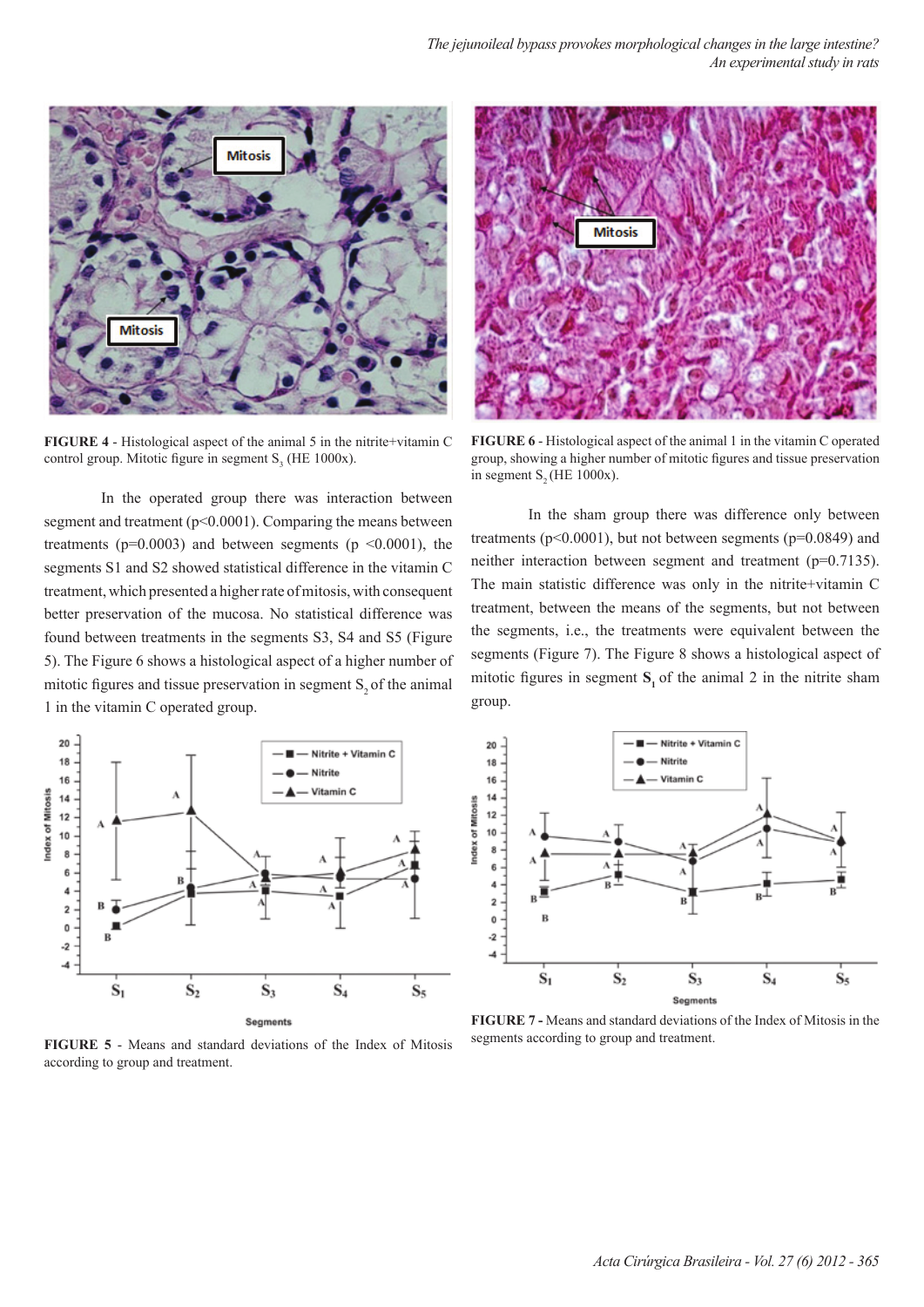FIGURE 4 - Histological aspect of the animal 5 in the nitrite+vitamin C control group. Mitotic figure in segment $S_3$ (HE 1000x).

In the operated group there was interaction between segment and treatment ($p<0.0001$). Comparing the means between treatments ($p=0.0003$) and between segments ($p<0.0001$), the segments S1 and S2 showed statistical difference in the vitamin C treatment, which presented a higher rate of mitosis, with consequent better preservation of the mucosa. No statistical difference was found between treatments in the segments S3, S4 and S5 (Figure 5). The Figure 6 shows a histological aspect of a higher number of mitotic figures and tissue preservation in segment $S_2$ of the animal 1 in the vitamin C operated group.

FIGURE 5 - Means and standard deviations of the Index of Mitosis according to group and treatment.

FIGURE 6 - Histological aspect of the animal 1 in the vitamin C operated group, showing a higher number of mitotic figures and tissue preservation in segment $S_2$ (HE 1000x).

In the sham group there was difference only between treatments ($p<0.0001$), but not between segments ($p=0.0849$) and neither interaction between segment and treatment ($p=0.7135$). The main statistic difference was only in the nitrite+vitamin C treatment, between the means of the segments, but not between the segments, i.e., the treatments were equivalent between the segments (Figure 7). The Figure 8 shows a histological aspect of mitotic figures in segment $\mathbf{S_1}$ of the animal 2 in the nitrite sham group.

FIGURE 7 - Means and standard deviations of the Index of Mitosis in the segments according to group and treatment.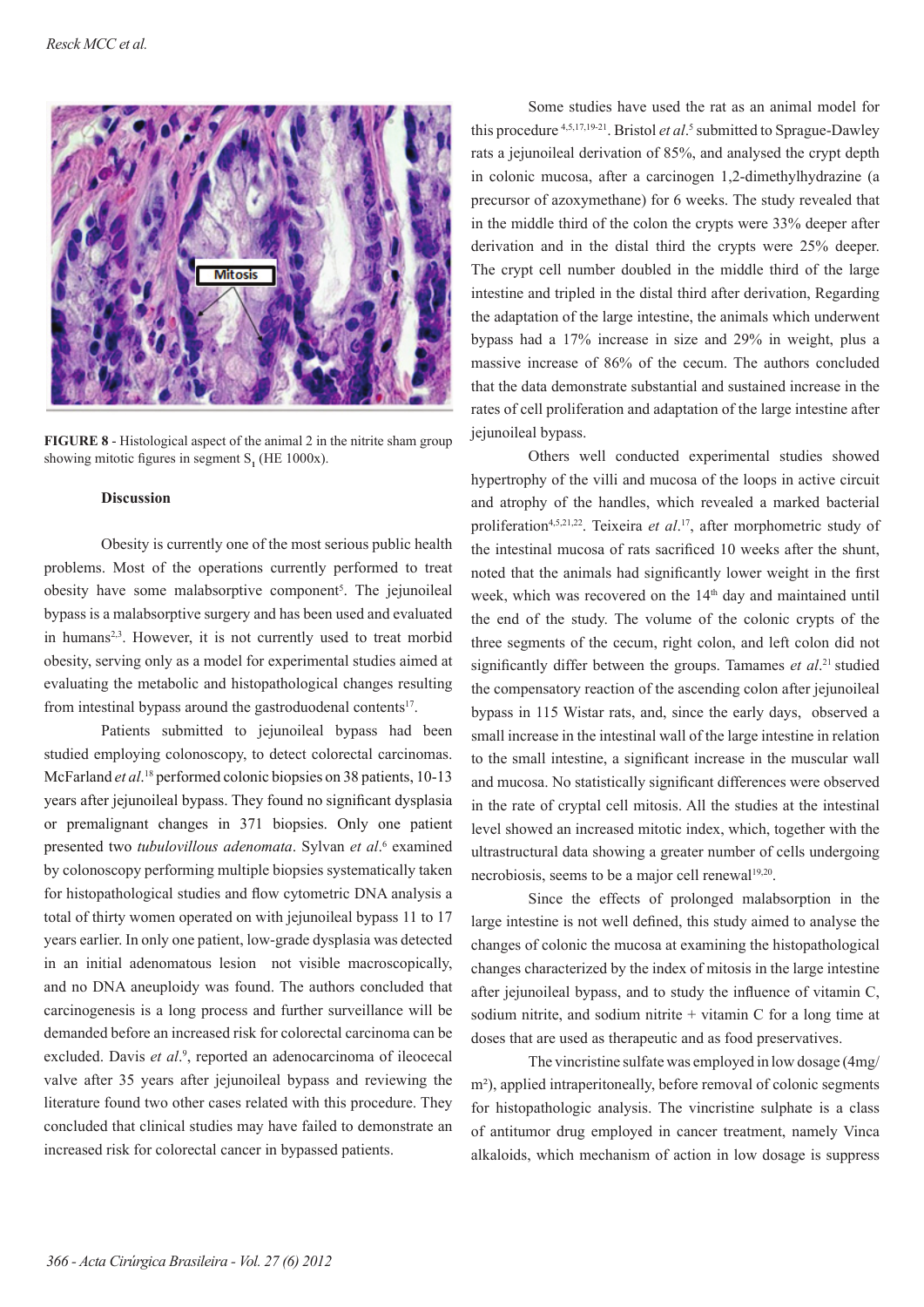FIGURE 8 - Histological aspect of the animal 2 in the nitrite sham group showing mitotic figures in segment $S_1$ (HE 1000x).

### Discussion

Obesity is currently one of the most serious public health problems. Most of the operations currently performed to treat obesity have some malabsorptive component[5]. The jejunoileal bypass is a malabsorptive surgery and has been used and evaluated in humans[2,3]. However, it is not currently used to treat morbid obesity, serving only as a model for experimental studies aimed at evaluating the metabolic and histopathological changes resulting from intestinal bypass around the gastroduodenal contents[17].

Patients submitted to jejunoileal bypass had been studied employing colonoscopy, to detect colorectal carcinomas. McFarland *et al*.[18] performed colonic biopsies on 38 patients, 10-13 years after jejunoileal bypass. They found no significant dysplasia or premalignant changes in 371 biopsies. Only one patient presented two *tubulovillous adenomata*. Sylvan *et al*.[6] examined by colonoscopy performing multiple biopsies systematically taken for histopathological studies and flow cytometric DNA analysis a total of thirty women operated on with jejunoileal bypass 11 to 17 years earlier. In only one patient, low-grade dysplasia was detected in an initial adenomatous lesion not visible macroscopically, and no DNA aneuploidy was found. The authors concluded that carcinogenesis is a long process and further surveillance will be demanded before an increased risk for colorectal carcinoma can be excluded. Davis *et al*.[9], reported an adenocarcinoma of ileocecal valve after 35 years after jejunoileal bypass and reviewing the literature found two other cases related with this procedure. They concluded that clinical studies may have failed to demonstrate an increased risk for colorectal cancer in bypassed patients.

Some studies have used the rat as an animal model for this procedure [4,5,17,19-21]. Bristol *et al*.[5] submitted to Sprague-Dawley rats a jejunoileal derivation of 85%, and analysed the crypt depth in colonic mucosa, after a carcinogen 1,2-dimethylhydrazine (a precursor of azoxymethane) for 6 weeks. The study revealed that in the middle third of the colon the crypts were 33% deeper after derivation and in the distal third the crypts were 25% deeper. The crypt cell number doubled in the middle third of the large intestine and tripled in the distal third after derivation, Regarding the adaptation of the large intestine, the animals which underwent bypass had a 17% increase in size and 29% in weight, plus a massive increase of 86% of the cecum. The authors concluded that the data demonstrate substantial and sustained increase in the rates of cell proliferation and adaptation of the large intestine after jejunoileal bypass.

Others well conducted experimental studies showed hypertrophy of the villi and mucosa of the loops in active circuit and atrophy of the handles, which revealed a marked bacterial proliferation[4,5,21,22]. Teixeira *et al*.[17], after morphometric study of the intestinal mucosa of rats sacrificed 10 weeks after the shunt, noted that the animals had significantly lower weight in the first week, which was recovered on the 14th day and maintained until the end of the study. The volume of the colonic crypts of the three segments of the cecum, right colon, and left colon did not significantly differ between the groups. Tamames *et al*.[21] studied the compensatory reaction of the ascending colon after jejunoileal bypass in 115 Wistar rats, and, since the early days, observed a small increase in the intestinal wall of the large intestine in relation to the small intestine, a significant increase in the muscular wall and mucosa. No statistically significant differences were observed in the rate of cryptal cell mitosis. All the studies at the intestinal level showed an increased mitotic index, which, together with the ultrastructural data showing a greater number of cells undergoing necrobiosis, seems to be a major cell renewal[19,20].

Since the effects of prolonged malabsorption in the large intestine is not well defined, this study aimed to analyse the changes of colonic the mucosa at examining the histopathological changes characterized by the index of mitosis in the large intestine after jejunoileal bypass, and to study the influence of vitamin C, sodium nitrite, and sodium nitrite + vitamin C for a long time at doses that are used as therapeutic and as food preservatives.

The vincristine sulfate was employed in low dosage (4mg/m²), applied intraperitoneally, before removal of colonic segments for histopathologic analysis. The vincristine sulphate is a class of antitumor drug employed in cancer treatment, namely Vinca alkaloids, which mechanism of action in low dosage is suppress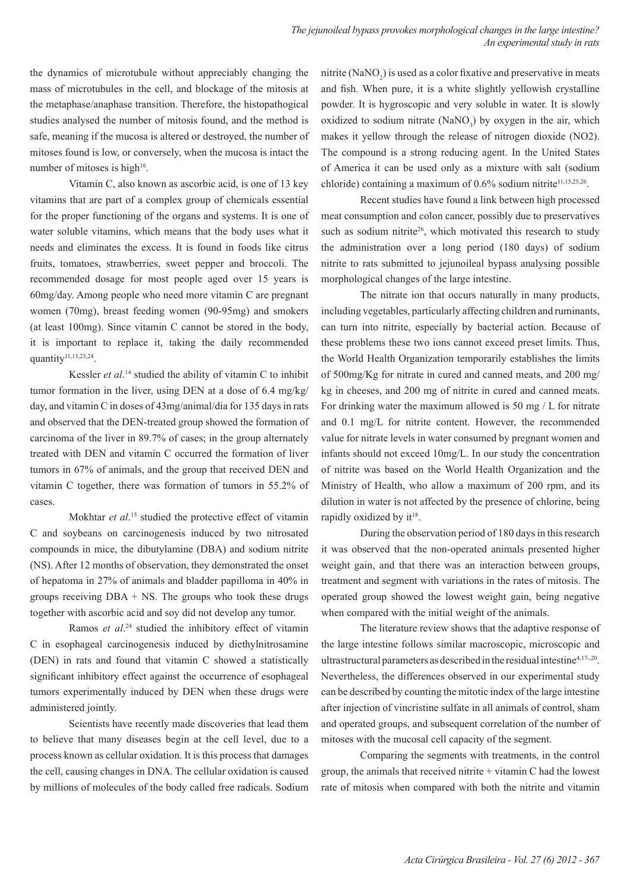the dynamics of microtubule without appreciably changing the mass of microtubules in the cell, and blockage of the mitosis at the metaphase/anaphase transition. Therefore, the histopathogical studies analysed the number of mitosis found, and the method is safe, meaning if the mucosa is altered or destroyed, the number of mitoses found is low, or conversely, when the mucosa is intact the number of mitoses is high[16].

Vitamin C, also known as ascorbic acid, is one of 13 key vitamins that are part of a complex group of chemicals essential for the proper functioning of the organs and systems. It is one of water soluble vitamins, which means that the body uses what it needs and eliminates the excess. It is found in foods like citrus fruits, tomatoes, strawberries, sweet pepper and broccoli. The recommended dosage for most people aged over 15 years is 60mg/day. Among people who need more vitamin C are pregnant women (70mg), breast feeding women (90-95mg) and smokers (at least 100mg). Since vitamin C cannot be stored in the body, it is important to replace it, taking the daily recommended quantity[11,13,23,24].

Kessler *et al*.[14] studied the ability of vitamin C to inhibit tumor formation in the liver, using DEN at a dose of 6.4 mg/kg/day, and vitamin C in doses of 43mg/animal/dia for 135 days in rats and observed that the DEN-treated group showed the formation of carcinoma of the liver in 89.7% of cases; in the group alternately treated with DEN and vitamin C occurred the formation of liver tumors in 67% of animals, and the group that received DEN and vitamin C together, there was formation of tumors in 55.2% of cases.

Mokhtar *et al*.[15] studied the protective effect of vitamin C and soybeans on carcinogenesis induced by two nitrosated compounds in mice, the dibutylamine (DBA) and sodium nitrite (NS). After 12 months of observation, they demonstrated the onset of hepatoma in 27% of animals and bladder papilloma in 40% in groups receiving DBA + NS. The groups who took these drugs together with ascorbic acid and soy did not develop any tumor.

Ramos *et al*.[24] studied the inhibitory effect of vitamin C in esophageal carcinogenesis induced by diethylnitrosamine (DEN) in rats and found that vitamin C showed a statistically significant inhibitory effect against the occurrence of esophageal tumors experimentally induced by DEN when these drugs were administered jointly.

Scientists have recently made discoveries that lead them to believe that many diseases begin at the cell level, due to a process known as cellular oxidation. It is this process that damages the cell, causing changes in DNA. The cellular oxidation is caused by millions of molecules of the body called free radicals. Sodium nitrite ($NaNO_2$) is used as a color fixative and preservative in meats and fish. When pure, it is a white slightly yellowish crystalline powder. It is hygroscopic and very soluble in water. It is slowly oxidized to sodium nitrate ($NaNO_3$) by oxygen in the air, which makes it yellow through the release of nitrogen dioxide (NO2). The compound is a strong reducing agent. In the United States of America it can be used only as a mixture with salt (sodium chloride) containing a maximum of 0.6% sodium nitrite[11,15,25,26].

Recent studies have found a link between high processed meat consumption and colon cancer, possibly due to preservatives such as sodium nitrite[26], which motivated this research to study the administration over a long period (180 days) of sodium nitrite to rats submitted to jejunoileal bypass analysing possible morphological changes of the large intestine.

The nitrate ion that occurs naturally in many products, including vegetables, particularly affecting children and ruminants, can turn into nitrite, especially by bacterial action. Because of these problems these two ions cannot exceed preset limits. Thus, the World Health Organization temporarily establishes the limits of 500mg/Kg for nitrate in cured and canned meats, and 200 mg/kg in cheeses, and 200 mg of nitrite in cured and canned meats. For drinking water the maximum allowed is 50 mg / L for nitrate and 0.1 mg/L for nitrite content. However, the recommended value for nitrate levels in water consumed by pregnant women and infants should not exceed 10mg/L. In our study the concentration of nitrite was based on the World Health Organization and the Ministry of Health, who allow a maximum of 200 rpm, and its dilution in water is not affected by the presence of chlorine, being rapidly oxidized by it[18].

During the observation period of 180 days in this research it was observed that the non-operated animals presented higher weight gain, and that there was an interaction between groups, treatment and segment with variations in the rates of mitosis. The operated group showed the lowest weight gain, being negative when compared with the initial weight of the animals.

The literature review shows that the adaptive response of the large intestine follows similar macroscopic, microscopic and ultrastructural parameters as described in the residual intestine[4,17-,20]. Nevertheless, the differences observed in our experimental study can be described by counting the mitotic index of the large intestine after injection of vincristine sulfate in all animals of control, sham and operated groups, and subsequent correlation of the number of mitoses with the mucosal cell capacity of the segment.

Comparing the segments with treatments, in the control group, the animals that received nitrite + vitamin C had the lowest rate of mitosis when compared with both the nitrite and vitamin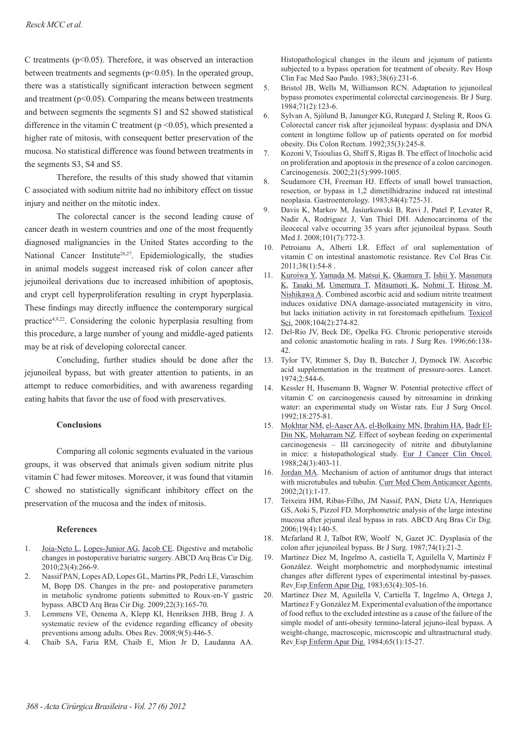C treatments ($p<0.05$). Therefore, it was observed an interaction between treatments and segments ($p<0.05$). In the operated group, there was a statistically significant interaction between segment and treatment ($p<0.05$). Comparing the means between treatments and between segments the segments S1 and S2 showed statistical difference in the vitamin C treatment ($p<0.05$), which presented a higher rate of mitosis, with consequent better preservation of the mucosa. No statistical difference was found between treatments in the segments S3, S4 and S5.

Therefore, the results of this study showed that vitamin C associated with sodium nitrite had no inhibitory effect on tissue injury and neither on the mitotic index.

The colorectal cancer is the second leading cause of cancer death in western countries and one of the most frequently diagnosed malignancies in the United States according to the National Cancer Institute[26,27]. Epidemiologically, the studies in animal models suggest increased risk of colon cancer after jejunoileal derivations due to increased inhibition of apoptosis, and crypt cell hyperproliferation resulting in crypt hyperplasia. These findings may directly influence the contemporary surgical practice[4,9,22]. Considering the colonic hyperplasia resulting from this procedure, a large number of young and middle-aged patients may be at risk of developing colorectal cancer.

Concluding, further studies should be done after the jejunoileal bypass, but with greater attention to patients, in an attempt to reduce comorbidities, and with awareness regarding eating habits that favor the use of food with preservatives.

## Conclusions

Comparing all colonic segments evaluated in the various groups, it was observed that animals given sodium nitrite plus vitamin C had fewer mitoses. Moreover, it was found that vitamin C showed no statistically significant inhibitory effect on the preservation of the mucosa and the index of mitosis.

## References

1. Joia-Neto L, Lopes-Junior AG, Jacob CE. Digestive and metabolic changes in postoperative bariatric surgery. ABCD Arq Bras Cir Dig. 2010;23(4):266-9.
2. Nassif PAN, Lopes AD, Lopes GL, Martins PR, Pedri LE, Varaschim M, Bopp DS. Changes in the pre- and postoperative parameters in metabolic syndrome patients submitted to Roux-en-Y gastric bypass. ABCD Arq Bras Cir Dig. 2009;22(3):165-70.
3. Lemmens VE, Oenema A, Klepp KI, Henriksen JHB, Brug J. A systematic review of the evidence regarding efficacy of obesity preventions among adults. Obes Rev. 2008;9(5):446-5.
4. Chaib SA, Faria RM, Chaib E, Mion Jr D, Laudanna AA. Histopathological changes in the ileum and jejunum of patients subjected to a bypass operation for treatment of obesity. Rev Hosp Clin Fac Med Sao Paulo. 1983;38(6):231-6.
5. Bristol JB, Wells M, Williamson RCN. Adaptation to jejunoileal bypass promotes experimental colorectal carcinogenesis. Br J Surg. 1984;71(2):123-6.
6. Sylvan A, Sjölund B, Janunger KG, Rutegard J, Steling R, Roos G. Colorectal cancer risk after jejunoileal bypass: dysplasia and DNA content in longtime follow up of patients operated on for morbid obesity. Dis Colon Rectum. 1992;35(3):245-8.
7. Kozoni V, Tsioulias G, Shiff S, Rigas B. The effect of litocholic acid on proliferation and apoptosis in the presence of a colon carcinogen. Carcinogenesis. 2002;21(5):999-1005.
8. Scudamore CH, Freeman HJ. Effects of small bowel transaction, resection, or bypass in 1,2 dimetilhidrazine induced rat intestinal neoplasia. Gastroenterology. 1983;84(4):725-31.
9. Davis K, Markov M, Jasiurkowski B, Ravi J, Patel P, Levater R, Nadir A, Rodriguez J, Van Thiel DH. Adenocarcinoma of the ileocecal valve occurring 35 years after jejunoileal bypass. South Med J. 2008;101(7):772-3.
10. Petroianu A, Alberti LR. Effect of oral suplementation of vitamin C on intestinal anastomotic resistance. Rev Col Bras Cir. 2011;38(1):54-8 .
11. Kuroiwa Y, Yamada M, Matsui K, Okamura T, Ishii Y, Masumura K, Tasaki M, Umemura T, Mitsumori K, Nohmi T, Hirose M, Nishikawa A. Combined ascorbic acid and sodium nitrite treatment induces oxidative DNA damage-associated mutagenicity in vitro, but lacks initiation activity in rat forestomach epithelium. Toxicol Sci. 2008;104(2):274-82.
12. Del-Rio JV, Beck DE, Opelka FG. Chronic perioperative steroids and colonic anastomotic healing in rats. J Surg Res. 1996;66:138-42.
13. Tylor TV, Rimmer S, Day B, Butccher J, Dymock IW. Ascorbic acid supplementation in the treatment of pressure-sores. Lancet. 1974;2:544-6.
14. Kessler H, Husemann B, Wagner W. Potential protective effect of vitamin C on carcinogenesis caused by nitrosamine in drinking water: an experimental study on Wistar rats. Eur J Surg Oncol. 1992;18:275-81.
15. Mokhtar NM, el-Aaser AA, el-Bolkainy MN, Ibrahim HA, Badr El-Din NK, Moharram NZ. Effect of soybean feeding on experimental carcinogenesis – III carcinogecity of nitrite and dibutylamine in mice: a histopathological study. Eur J Cancer Clin Oncol. 1988;24(3):403-11.
16. Jordan MA. Mechanism of action of antitumor drugs that interact with microtubules and tubulin. Curr Med Chem Anticancer Agents. 2002;2(1):1-17.
17. Teixeira HM, Ribas-Filho, JM Nassif, PAN, Dietz UA, Henriques GS, Aoki S, Pizzol FD. Morphometric analysis of the large intestine mucosa after jejunal ileal bypass in rats. ABCD Arq Bras Cir Dig. 2006;19(4):140-5.
18. Mcfarland R J, Talbot RW, Woolf N, Gazet JC. Dysplasia of the colon after jejunoileal bypass. Br J Surg. 1987;74(1):21-2.
19. Martinez Diez M, Ingelmo A, castiella T, Aguilella V, Martinéz F González. Weight morphometric and morphodynamic intestinal changes after different types of experimental intestinal by-passes. Rev Esp Enferm Apar Dig. 1983;63(4):305-16.
20. Martinez Diez M, Aguilella V, Cartiella T, Ingelmo A, Ortega J, Martinez F y González M. Experimental evaluation of the importance of food reflux to the excluded intestine as a cause of the failure of the simple model of anti-obesity termino-lateral jejuno-ileal bypass. A weight-change, macroscopic, microscopic and ultrastructural study. Rev Esp Enferm Apar Dig. 1984;65(1):15-27.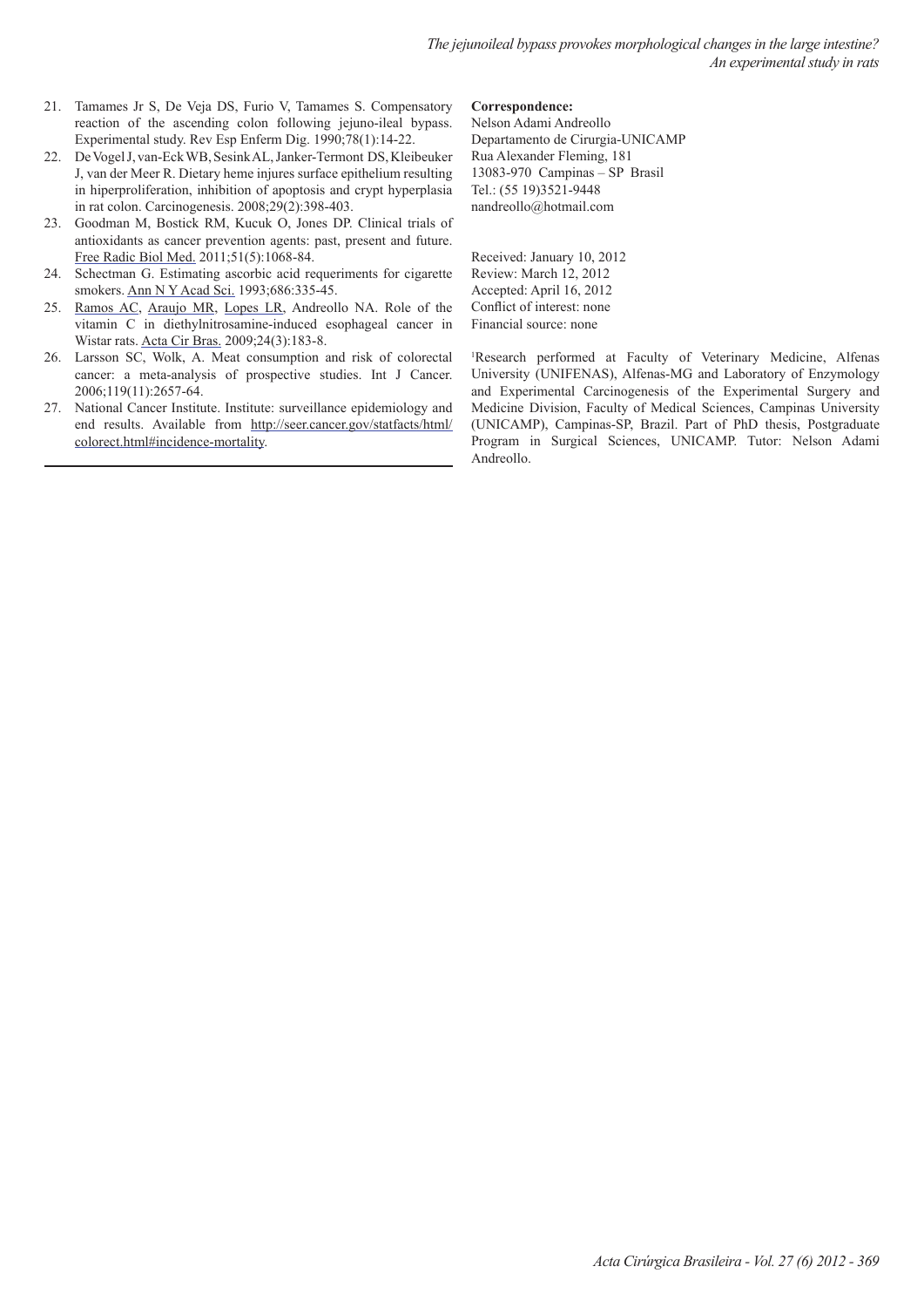21. Tamames Jr S, De Veja DS, Furio V, Tamames S. Compensatory reaction of the ascending colon following jejuno-ileal bypass. Experimental study. Rev Esp Enferm Dig. 1990;78(1):14-22.
22. De Vogel J, van-Eck WB, Sesink AL, Janker-Termont DS, Kleibeuker J, van der Meer R. Dietary heme injures surface epithelium resulting in hiperproliferation, inhibition of apoptosis and crypt hyperplasia in rat colon. Carcinogenesis. 2008;29(2):398-403.
23. Goodman M, Bostick RM, Kucuk O, Jones DP. Clinical trials of antioxidants as cancer prevention agents: past, present and future. Free Radic Biol Med. 2011;51(5):1068-84.
24. Schectman G. Estimating ascorbic acid requeriments for cigarette smokers. Ann N Y Acad Sci. 1993;686:335-45.
25. Ramos AC, Araujo MR, Lopes LR, Andreollo NA. Role of the vitamin C in diethylnitrosamine-induced esophageal cancer in Wistar rats. Acta Cir Bras. 2009;24(3):183-8.
26. Larsson SC, Wolk, A. Meat consumption and risk of colorectal cancer: a meta-analysis of prospective studies. Int J Cancer. 2006;119(11):2657-64.
27. National Cancer Institute. Institute: surveillance epidemiology and end results. Available from http://seer.cancer.gov/statfacts/html/colorect.html#incidence-mortality.

**Correspondence:**
Nelson Adami Andreollo
Departamento de Cirurgia-UNICAMP
Rua Alexander Fleming, 181
13083-970 Campinas – SP Brasil
Tel.: (55 19)3521-9448
nandreollo@hotmail.com

Received: January 10, 2012
Review: March 12, 2012
Accepted: April 16, 2012
Conflict of interest: none
Financial source: none

[1]Research performed at Faculty of Veterinary Medicine, Alfenas University (UNIFENAS), Alfenas-MG and Laboratory of Enzymology and Experimental Carcinogenesis of the Experimental Surgery and Medicine Division, Faculty of Medical Sciences, Campinas University (UNICAMP), Campinas-SP, Brazil. Part of PhD thesis, Postgraduate Program in Surgical Sciences, UNICAMP. Tutor: Nelson Adami Andreollo.